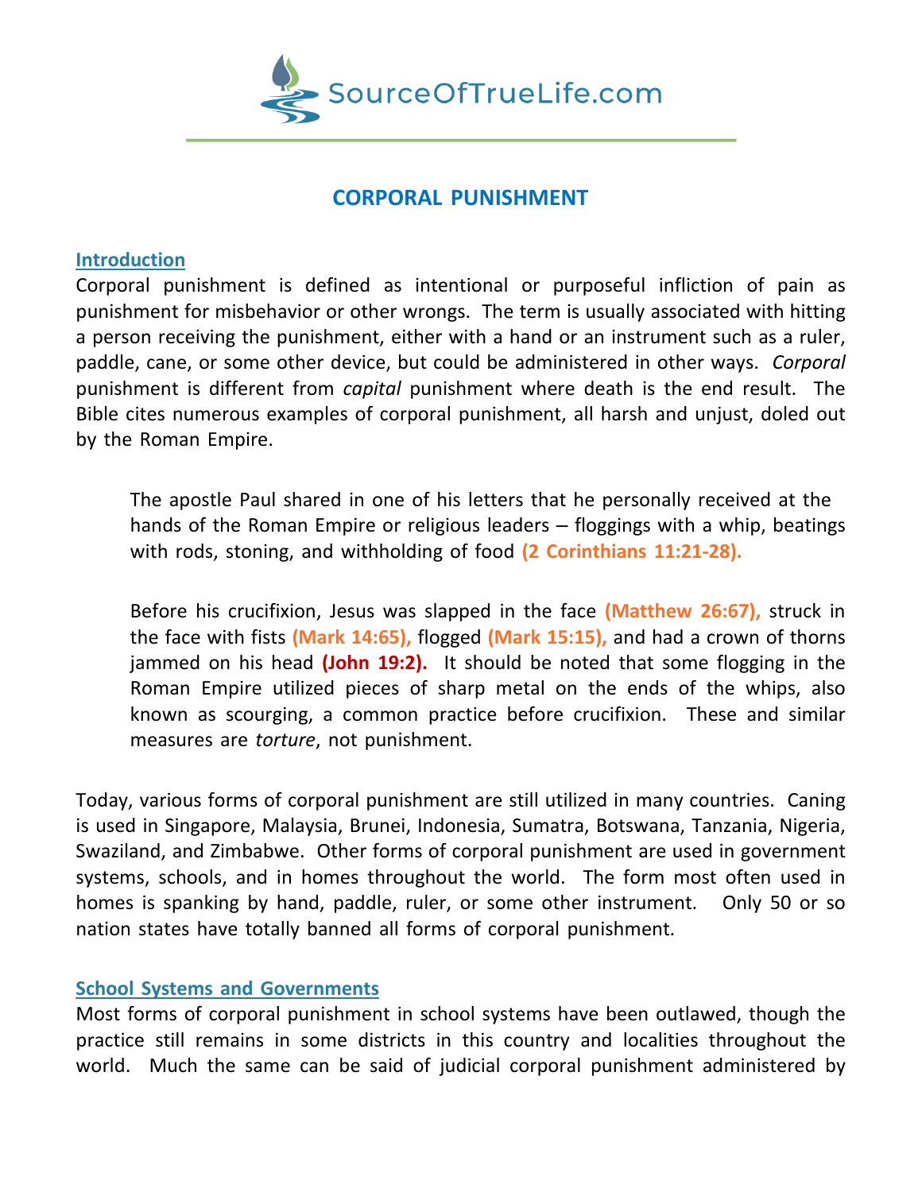# CORPORAL PUNISHMENT

## Introduction

Corporal punishment is defined as intentional or purposeful infliction of pain as punishment for misbehavior or other wrongs. The term is usually associated with hitting a person receiving the punishment, either with a hand or an instrument such as a ruler, paddle, cane, or some other device, but could be administered in other ways. *Corporal* punishment is different from *capital* punishment where death is the end result. The Bible cites numerous examples of corporal punishment, all harsh and unjust, doled out by the Roman Empire.

> The apostle Paul shared in one of his letters that he personally received at the hands of the Roman Empire or religious leaders – floggings with a whip, beatings with rods, stoning, and withholding of food **(2 Corinthians 11:21-28).**
>
> Before his crucifixion, Jesus was slapped in the face **(Matthew 26:67),** struck in the face with fists **(Mark 14:65),** flogged **(Mark 15:15),** and had a crown of thorns jammed on his head **(John 19:2).** It should be noted that some flogging in the Roman Empire utilized pieces of sharp metal on the ends of the whips, also known as scourging, a common practice before crucifixion. These and similar measures are *torture*, not punishment.

Today, various forms of corporal punishment are still utilized in many countries. Caning is used in Singapore, Malaysia, Brunei, Indonesia, Sumatra, Botswana, Tanzania, Nigeria, Swaziland, and Zimbabwe. Other forms of corporal punishment are used in government systems, schools, and in homes throughout the world. The form most often used in homes is spanking by hand, paddle, ruler, or some other instrument. Only 50 or so nation states have totally banned all forms of corporal punishment.

## School Systems and Governments

Most forms of corporal punishment in school systems have been outlawed, though the practice still remains in some districts in this country and localities throughout the world. Much the same can be said of judicial corporal punishment administered by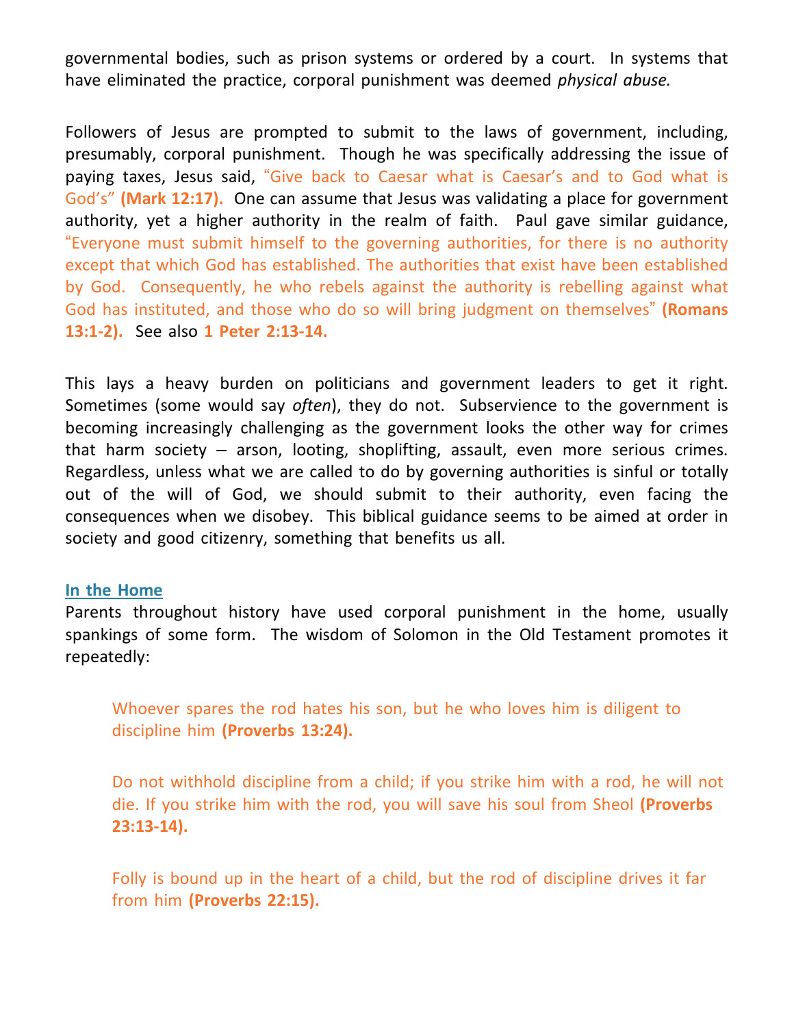governmental bodies, such as prison systems or ordered by a court. In systems that have eliminated the practice, corporal punishment was deemed *physical abuse.*

Followers of Jesus are prompted to submit to the laws of government, including, presumably, corporal punishment. Though he was specifically addressing the issue of paying taxes, Jesus said, "Give back to Caesar what is Caesar's and to God what is God's" **(Mark 12:17).** One can assume that Jesus was validating a place for government authority, yet a higher authority in the realm of faith. Paul gave similar guidance, "Everyone must submit himself to the governing authorities, for there is no authority except that which God has established. The authorities that exist have been established by God. Consequently, he who rebels against the authority is rebelling against what God has instituted, and those who do so will bring judgment on themselves" **(Romans 13:1-2).** See also **1 Peter 2:13-14.**

This lays a heavy burden on politicians and government leaders to get it right. Sometimes (some would say *often*), they do not. Subservience to the government is becoming increasingly challenging as the government looks the other way for crimes that harm society – arson, looting, shoplifting, assault, even more serious crimes. Regardless, unless what we are called to do by governing authorities is sinful or totally out of the will of God, we should submit to their authority, even facing the consequences when we disobey. This biblical guidance seems to be aimed at order in society and good citizenry, something that benefits us all.

### In the Home

Parents throughout history have used corporal punishment in the home, usually spankings of some form. The wisdom of Solomon in the Old Testament promotes it repeatedly:

> Whoever spares the rod hates his son, but he who loves him is diligent to discipline him **(Proverbs 13:24).**
>
> Do not withhold discipline from a child; if you strike him with a rod, he will not die. If you strike him with the rod, you will save his soul from Sheol **(Proverbs 23:13-14).**
>
> Folly is bound up in the heart of a child, but the rod of discipline drives it far from him **(Proverbs 22:15).**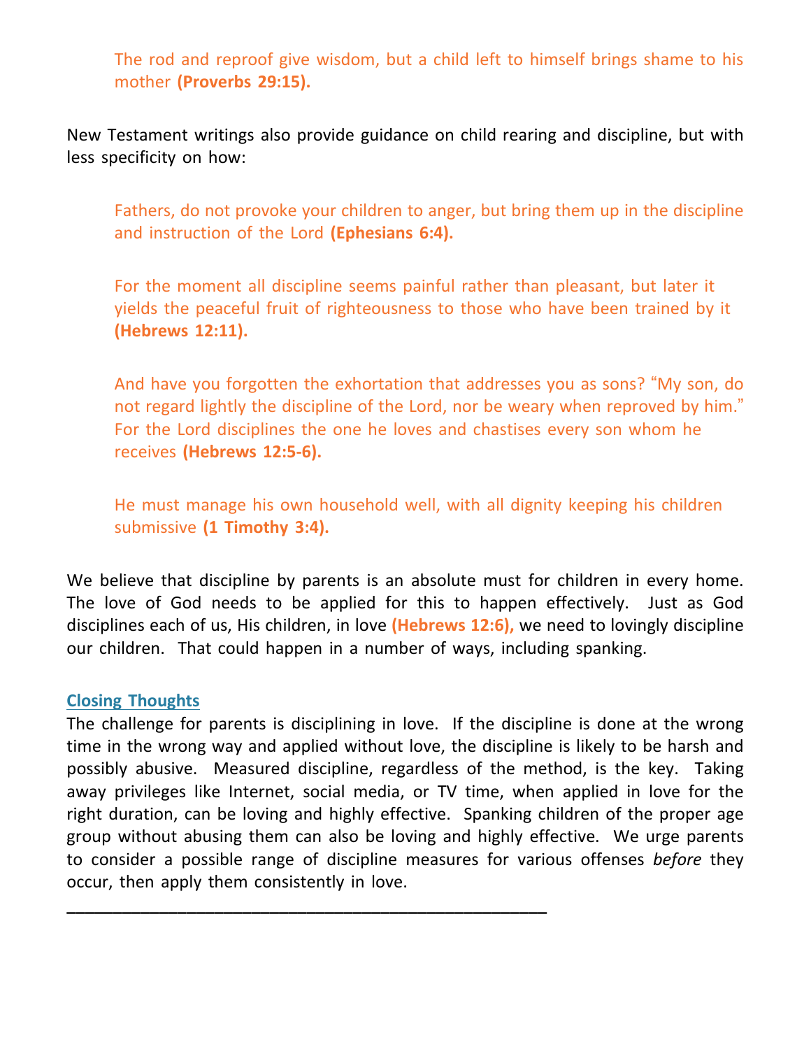> The rod and reproof give wisdom, but a child left to himself brings shame to his mother **(Proverbs 29:15).**

New Testament writings also provide guidance on child rearing and discipline, but with less specificity on how:

> Fathers, do not provoke your children to anger, but bring them up in the discipline and instruction of the Lord **(Ephesians 6:4).**

> For the moment all discipline seems painful rather than pleasant, but later it yields the peaceful fruit of righteousness to those who have been trained by it **(Hebrews 12:11).**

> And have you forgotten the exhortation that addresses you as sons? "My son, do not regard lightly the discipline of the Lord, nor be weary when reproved by him." For the Lord disciplines the one he loves and chastises every son whom he receives **(Hebrews 12:5-6).**

> He must manage his own household well, with all dignity keeping his children submissive **(1 Timothy 3:4).**

We believe that discipline by parents is an absolute must for children in every home. The love of God needs to be applied for this to happen effectively. Just as God disciplines each of us, His children, in love **(Hebrews 12:6),** we need to lovingly discipline our children. That could happen in a number of ways, including spanking.

## Closing Thoughts

The challenge for parents is disciplining in love. If the discipline is done at the wrong time in the wrong way and applied without love, the discipline is likely to be harsh and possibly abusive. Measured discipline, regardless of the method, is the key. Taking away privileges like Internet, social media, or TV time, when applied in love for the right duration, can be loving and highly effective. Spanking children of the proper age group without abusing them can also be loving and highly effective. We urge parents to consider a possible range of discipline measures for various offenses *before* they occur, then apply them consistently in love.

---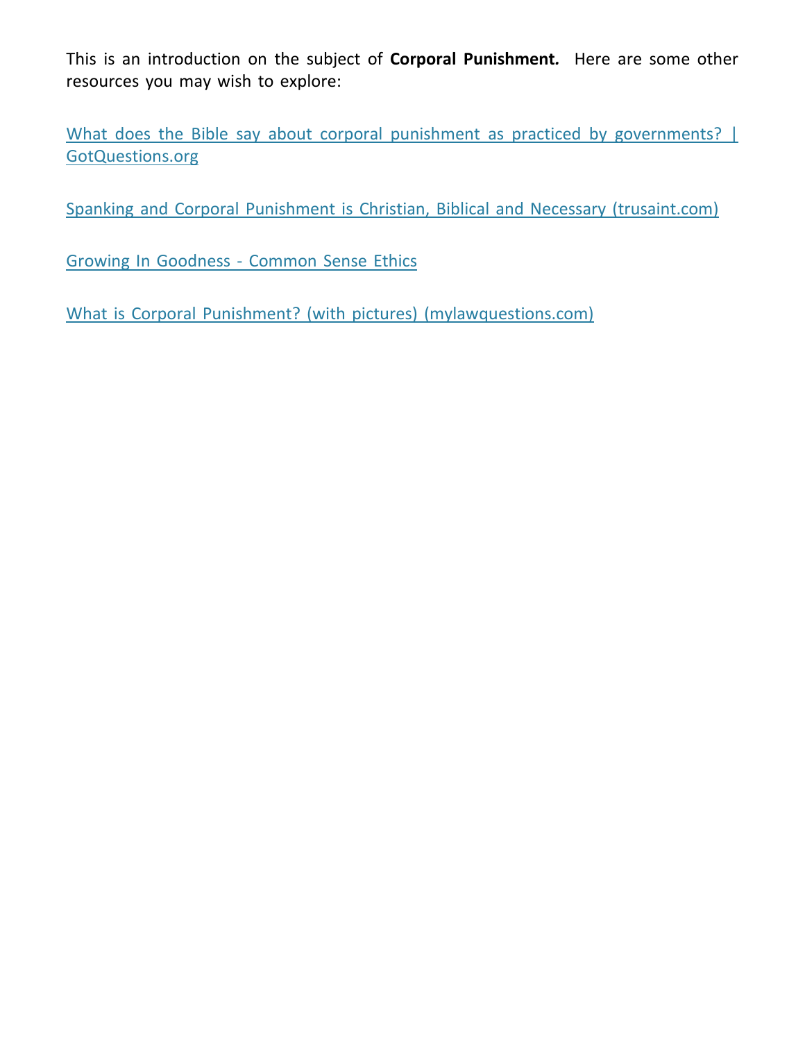This is an introduction on the subject of **Corporal Punishment.** Here are some other resources you may wish to explore:

What does the Bible say about corporal punishment as practiced by governments? | GotQuestions.org

Spanking and Corporal Punishment is Christian, Biblical and Necessary (trusaint.com)

Growing In Goodness - Common Sense Ethics

What is Corporal Punishment? (with pictures) (mylawquestions.com)